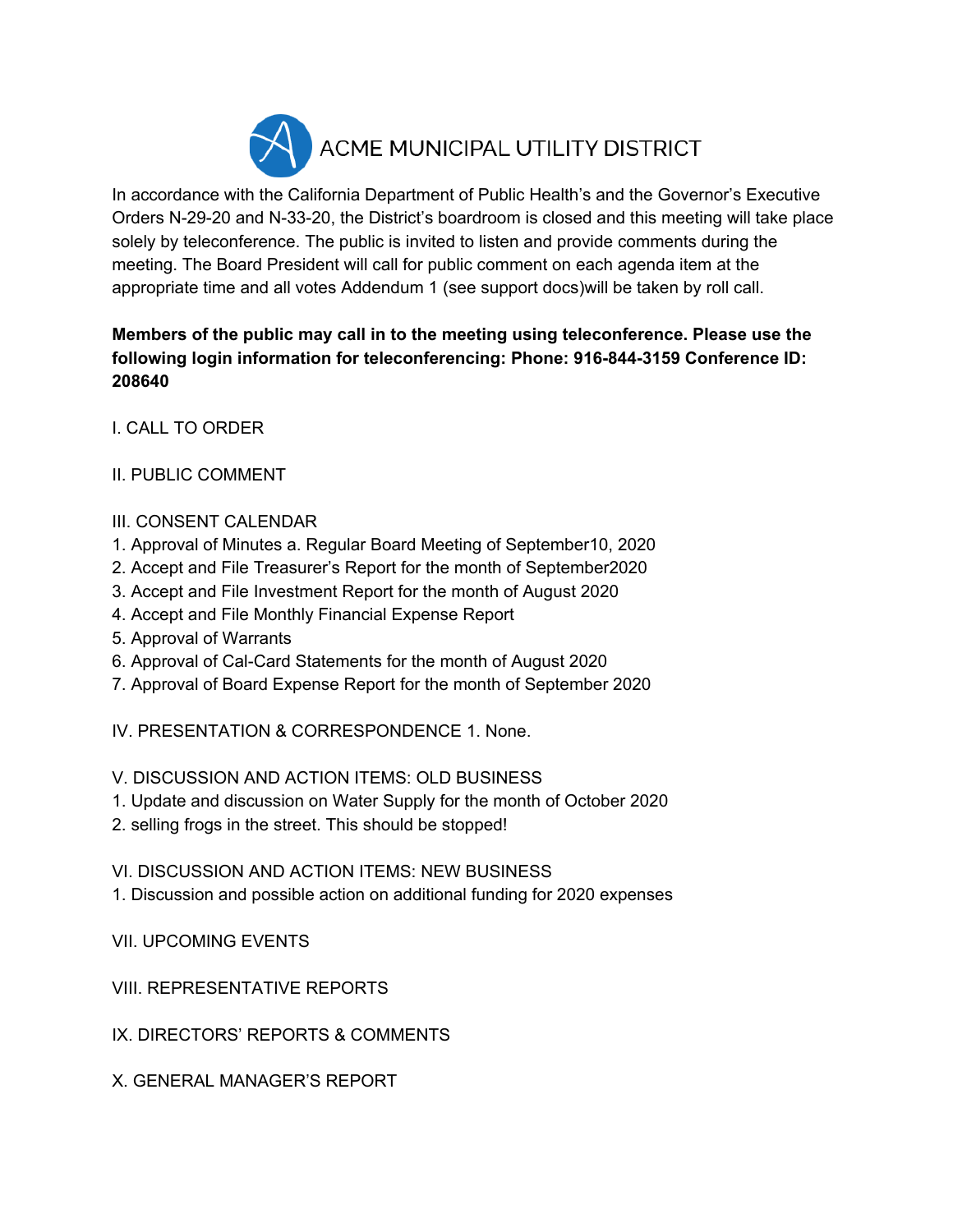# ACME MUNICIPAL UTILITY DISTRICT

In accordance with the California Department of Public Health's and the Governor's Executive Orders N-29-20 and N-33-20, the District's boardroom is closed and this meeting will take place solely by teleconference. The public is invited to listen and provide comments during the meeting. The Board President will call for public comment on each agenda item at the appropriate time and all votes Addendum 1 (see support docs)will be taken by roll call.

**Members of the public may call in to the meeting using teleconference. Please use the following login information for teleconferencing: Phone: 916-844-3159 Conference ID: 208640**

I. CALL TO ORDER

II. PUBLIC COMMENT

III. CONSENT CALENDAR
1. Approval of Minutes a. Regular Board Meeting of September10, 2020
2. Accept and File Treasurer's Report for the month of September2020
3. Accept and File Investment Report for the month of August 2020
4. Accept and File Monthly Financial Expense Report
5. Approval of Warrants
6. Approval of Cal-Card Statements for the month of August 2020
7. Approval of Board Expense Report for the month of September 2020

IV. PRESENTATION & CORRESPONDENCE 1. None.

V. DISCUSSION AND ACTION ITEMS: OLD BUSINESS
1. Update and discussion on Water Supply for the month of October 2020
2. selling frogs in the street. This should be stopped!

VI. DISCUSSION AND ACTION ITEMS: NEW BUSINESS
1. Discussion and possible action on additional funding for 2020 expenses

VII. UPCOMING EVENTS

VIII. REPRESENTATIVE REPORTS

IX. DIRECTORS' REPORTS & COMMENTS

X. GENERAL MANAGER'S REPORT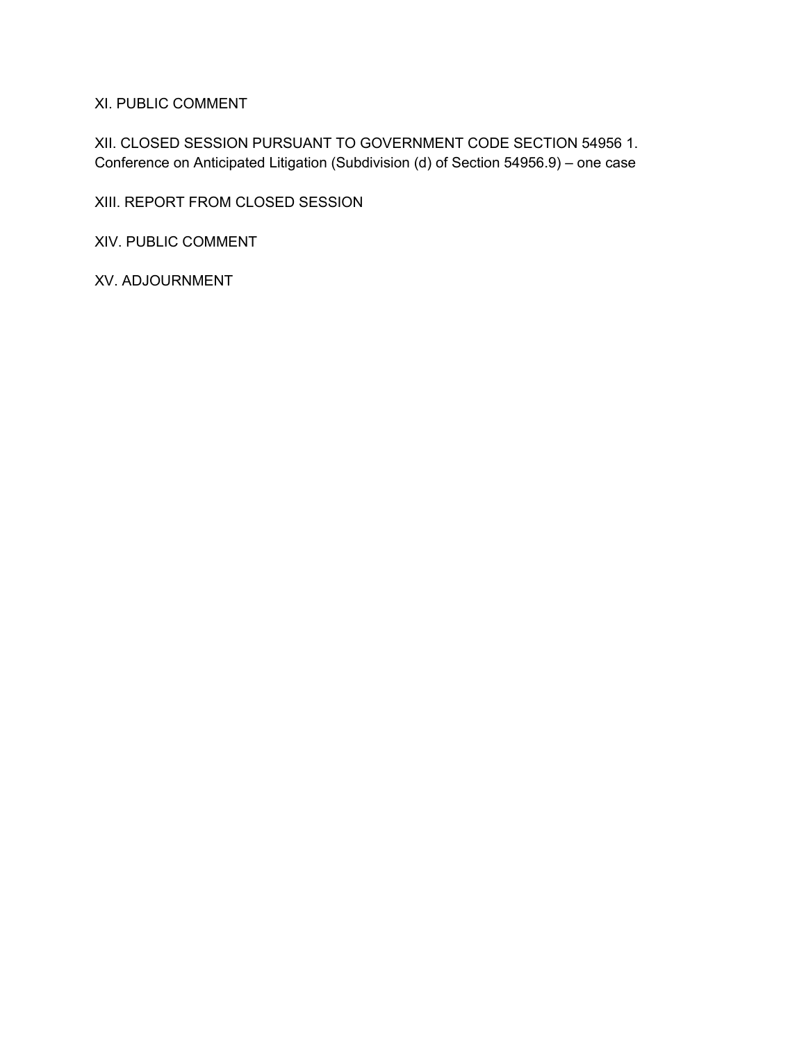XI. PUBLIC COMMENT

XII. CLOSED SESSION PURSUANT TO GOVERNMENT CODE SECTION 54956 1. Conference on Anticipated Litigation (Subdivision (d) of Section 54956.9) – one case

XIII. REPORT FROM CLOSED SESSION

XIV. PUBLIC COMMENT

XV. ADJOURNMENT